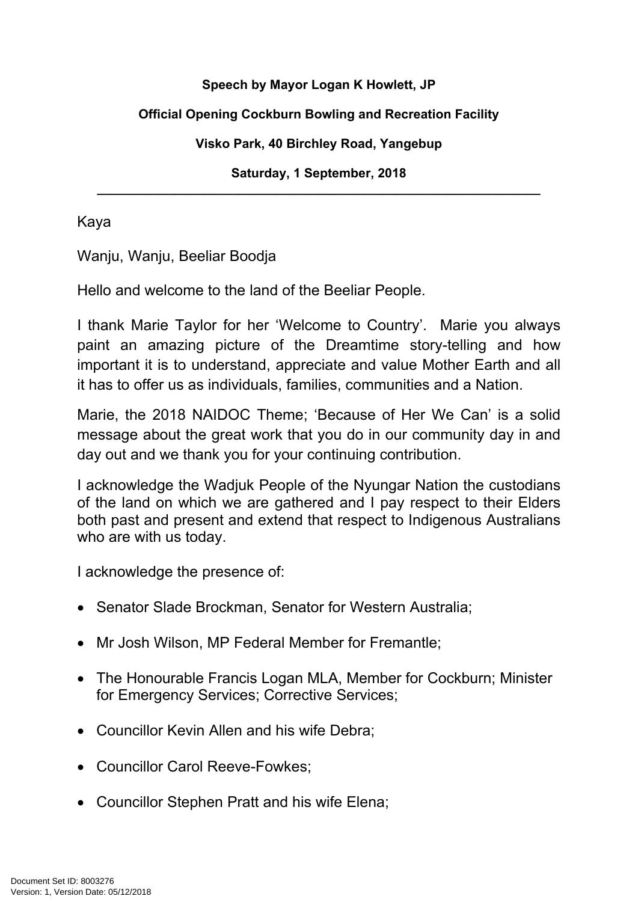**Speech by Mayor Logan K Howlett, JP**

**Official Opening Cockburn Bowling and Recreation Facility**

**Visko Park, 40 Birchley Road, Yangebup**

**Saturday, 1 September, 2018**

---

Kaya

Wanju, Wanju, Beeliar Boodja

Hello and welcome to the land of the Beeliar People.

I thank Marie Taylor for her 'Welcome to Country'. Marie you always paint an amazing picture of the Dreamtime story-telling and how important it is to understand, appreciate and value Mother Earth and all it has to offer us as individuals, families, communities and a Nation.

Marie, the 2018 NAIDOC Theme; 'Because of Her We Can' is a solid message about the great work that you do in our community day in and day out and we thank you for your continuing contribution.

I acknowledge the Wadjuk People of the Nyungar Nation the custodians of the land on which we are gathered and I pay respect to their Elders both past and present and extend that respect to Indigenous Australians who are with us today.

I acknowledge the presence of:

- Senator Slade Brockman, Senator for Western Australia;
- Mr Josh Wilson, MP Federal Member for Fremantle;
- The Honourable Francis Logan MLA, Member for Cockburn; Minister for Emergency Services; Corrective Services;
- Councillor Kevin Allen and his wife Debra;
- Councillor Carol Reeve-Fowkes;
- Councillor Stephen Pratt and his wife Elena;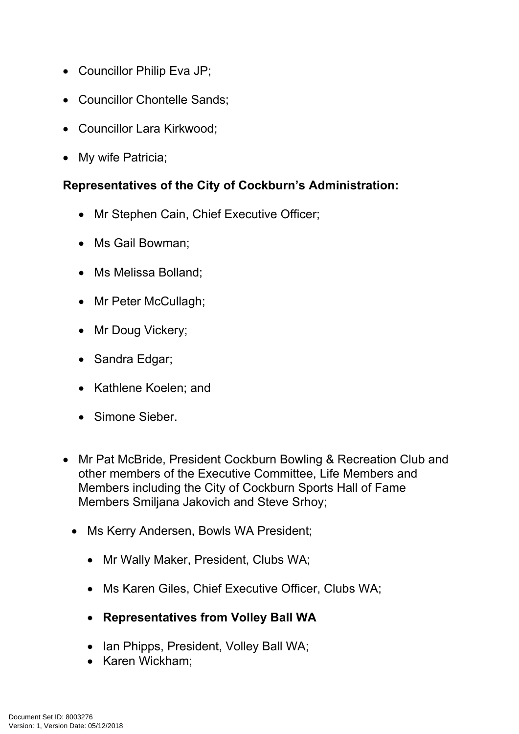- Councillor Philip Eva JP;
- Councillor Chontelle Sands;
- Councillor Lara Kirkwood;
- My wife Patricia;

**Representatives of the City of Cockburn's Administration:**

  - Mr Stephen Cain, Chief Executive Officer;
  - Ms Gail Bowman;
  - Ms Melissa Bolland;
  - Mr Peter McCullagh;
  - Mr Doug Vickery;
  - Sandra Edgar;
  - Kathlene Koelen; and
  - Simone Sieber.

- Mr Pat McBride, President Cockburn Bowling & Recreation Club and other members of the Executive Committee, Life Members and Members including the City of Cockburn Sports Hall of Fame Members Smiljana Jakovich and Steve Srhoy;
  - Ms Kerry Andersen, Bowls WA President;
    - Mr Wally Maker, President, Clubs WA;
    - Ms Karen Giles, Chief Executive Officer, Clubs WA;
    - **Representatives from Volley Ball WA**
    - Ian Phipps, President, Volley Ball WA;
    - Karen Wickham;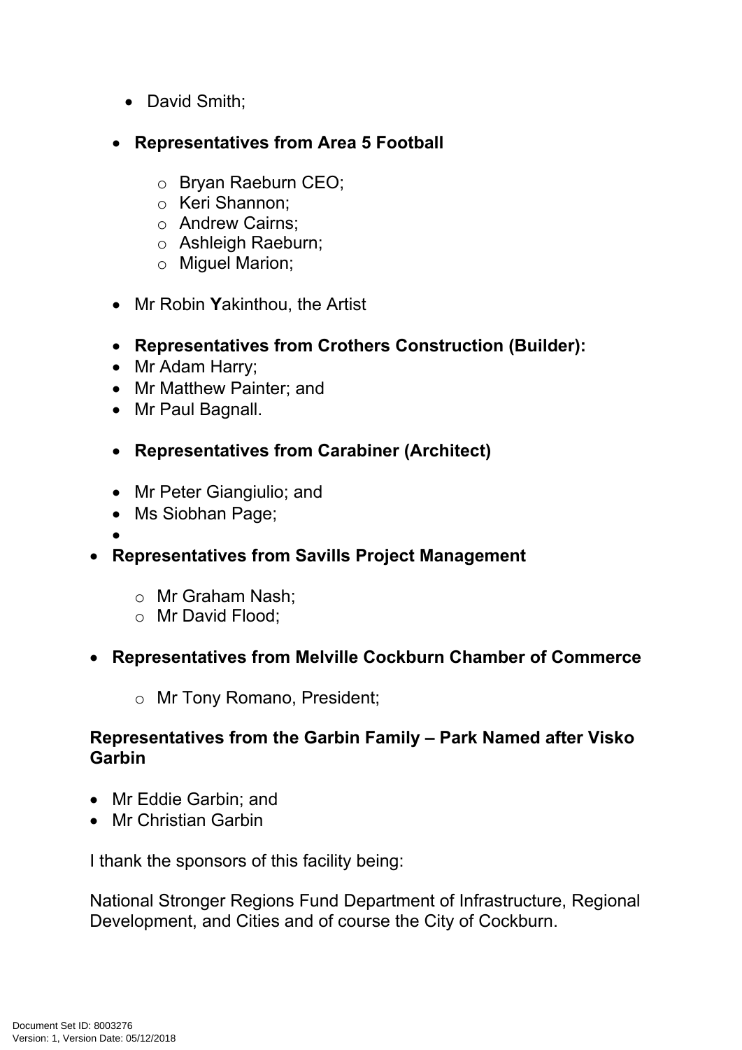- David Smith;

- **Representatives from Area 5 Football**

    - Bryan Raeburn CEO;
    - Keri Shannon;
    - Andrew Cairns;
    - Ashleigh Raeburn;
    - Miguel Marion;

- Mr Robin **Y**akinthou, the Artist

- **Representatives from Crothers Construction (Builder):**
- Mr Adam Harry;
- Mr Matthew Painter; and
- Mr Paul Bagnall.

- **Representatives from Carabiner (Architect)**

- Mr Peter Giangiulio; and
- Ms Siobhan Page;
-

- **Representatives from Savills Project Management**

    - Mr Graham Nash;
    - Mr David Flood;

- **Representatives from Melville Cockburn Chamber of Commerce**

    - Mr Tony Romano, President;

**Representatives from the Garbin Family – Park Named after Visko Garbin**

- Mr Eddie Garbin; and
- Mr Christian Garbin

I thank the sponsors of this facility being:

National Stronger Regions Fund Department of Infrastructure, Regional Development, and Cities and of course the City of Cockburn.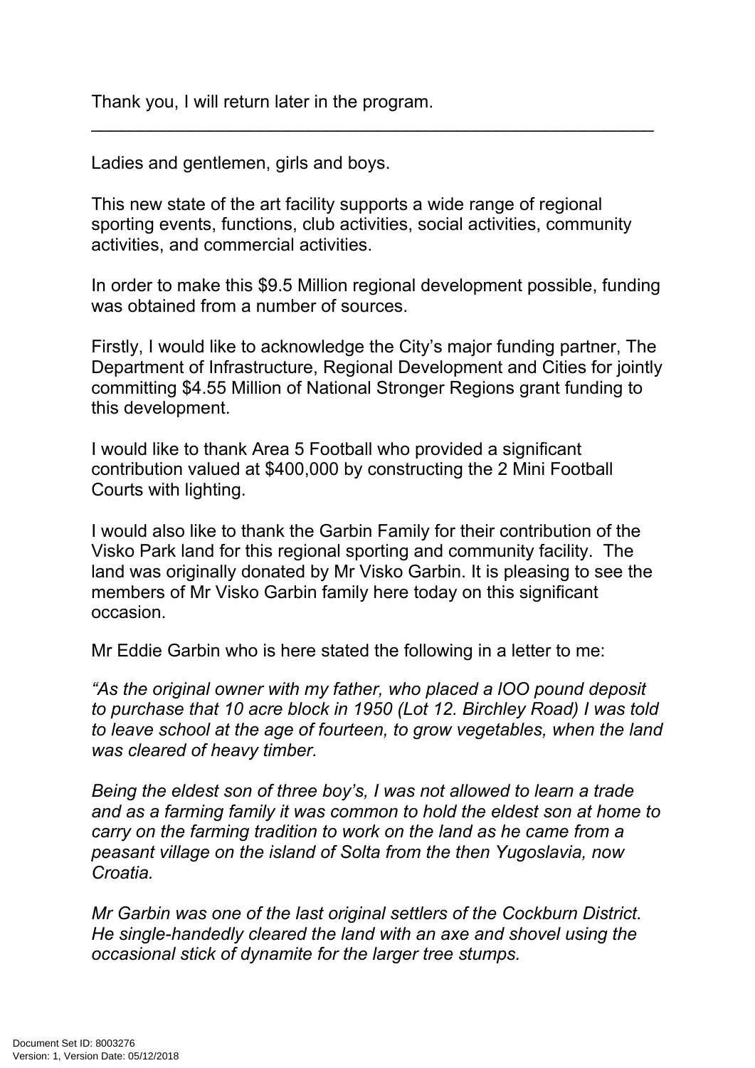Thank you, I will return later in the program.

---

Ladies and gentlemen, girls and boys.

This new state of the art facility supports a wide range of regional sporting events, functions, club activities, social activities, community activities, and commercial activities.

In order to make this $9.5 Million regional development possible, funding was obtained from a number of sources.

Firstly, I would like to acknowledge the City's major funding partner, The Department of Infrastructure, Regional Development and Cities for jointly committing $4.55 Million of National Stronger Regions grant funding to this development.

I would like to thank Area 5 Football who provided a significant contribution valued at $400,000 by constructing the 2 Mini Football Courts with lighting.

I would also like to thank the Garbin Family for their contribution of the Visko Park land for this regional sporting and community facility. The land was originally donated by Mr Visko Garbin. It is pleasing to see the members of Mr Visko Garbin family here today on this significant occasion.

Mr Eddie Garbin who is here stated the following in a letter to me:

*"As the original owner with my father, who placed a IOO pound deposit to purchase that 10 acre block in 1950 (Lot 12. Birchley Road) I was told to leave school at the age of fourteen, to grow vegetables, when the land was cleared of heavy timber.*

*Being the eldest son of three boy's, I was not allowed to learn a trade and as a farming family it was common to hold the eldest son at home to carry on the farming tradition to work on the land as he came from a peasant village on the island of Solta from the then Yugoslavia, now Croatia.*

*Mr Garbin was one of the last original settlers of the Cockburn District. He single-handedly cleared the land with an axe and shovel using the occasional stick of dynamite for the larger tree stumps.*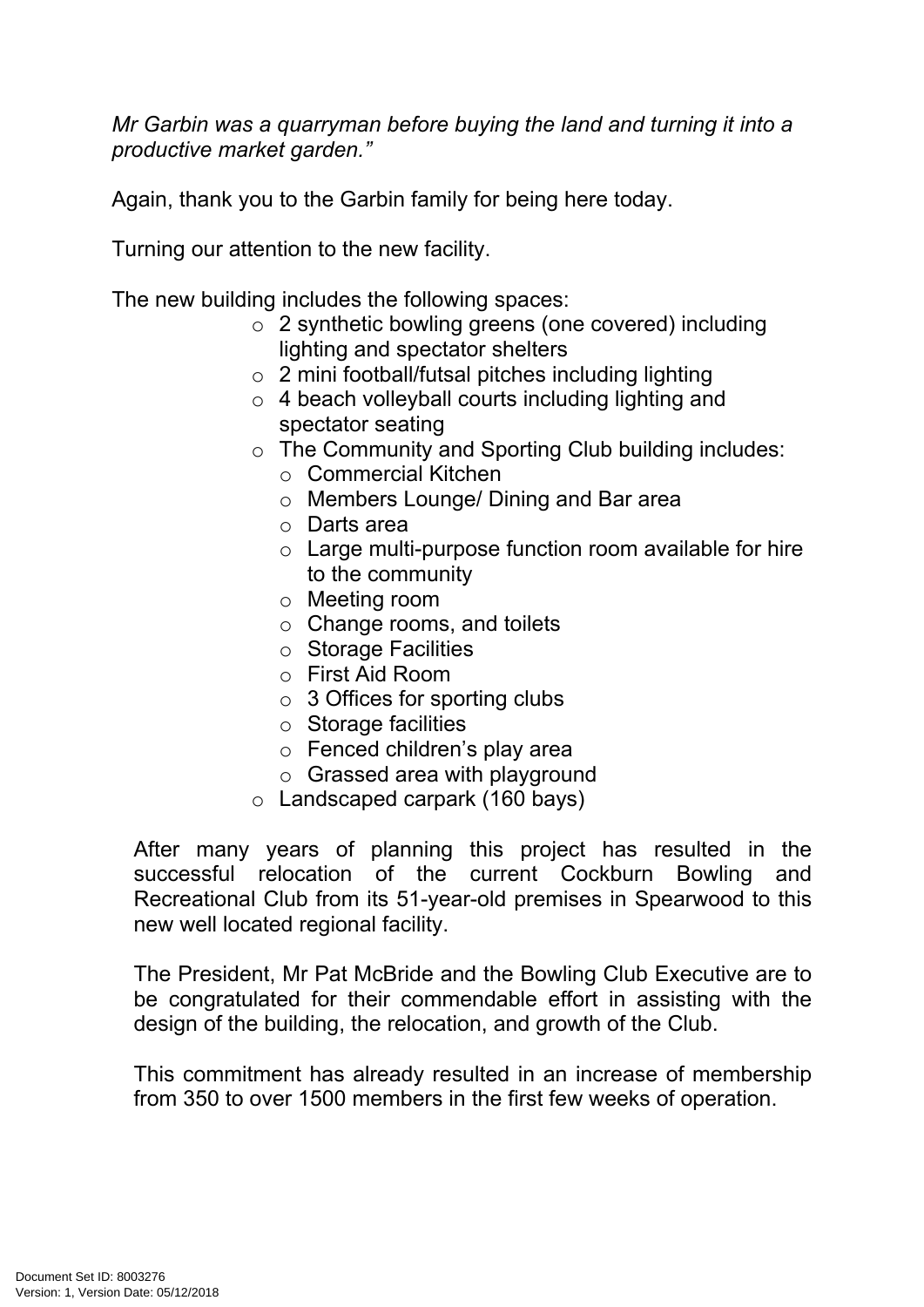*Mr Garbin was a quarryman before buying the land and turning it into a productive market garden."*

Again, thank you to the Garbin family for being here today.

Turning our attention to the new facility.

The new building includes the following spaces:

- 2 synthetic bowling greens (one covered) including lighting and spectator shelters
- 2 mini football/futsal pitches including lighting
- 4 beach volleyball courts including lighting and spectator seating
- The Community and Sporting Club building includes:
  - Commercial Kitchen
  - Members Lounge/ Dining and Bar area
  - Darts area
  - Large multi-purpose function room available for hire to the community
  - Meeting room
  - Change rooms, and toilets
  - Storage Facilities
  - First Aid Room
  - 3 Offices for sporting clubs
  - Storage facilities
  - Fenced children's play area
  - Grassed area with playground
- Landscaped carpark (160 bays)

After many years of planning this project has resulted in the successful relocation of the current Cockburn Bowling and Recreational Club from its 51-year-old premises in Spearwood to this new well located regional facility.

The President, Mr Pat McBride and the Bowling Club Executive are to be congratulated for their commendable effort in assisting with the design of the building, the relocation, and growth of the Club.

This commitment has already resulted in an increase of membership from 350 to over 1500 members in the first few weeks of operation.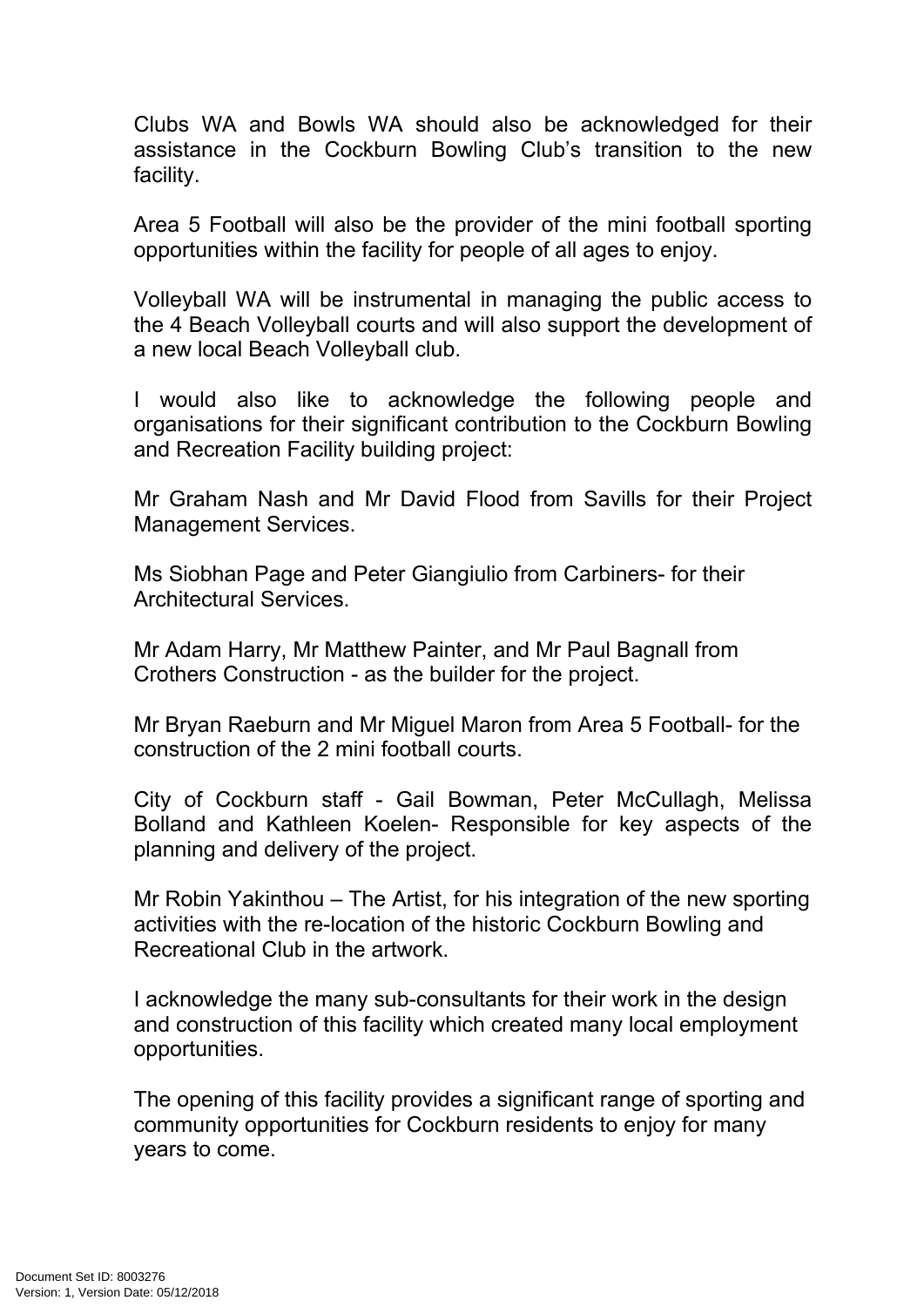Clubs WA and Bowls WA should also be acknowledged for their assistance in the Cockburn Bowling Club's transition to the new facility.

Area 5 Football will also be the provider of the mini football sporting opportunities within the facility for people of all ages to enjoy.

Volleyball WA will be instrumental in managing the public access to the 4 Beach Volleyball courts and will also support the development of a new local Beach Volleyball club.

I would also like to acknowledge the following people and organisations for their significant contribution to the Cockburn Bowling and Recreation Facility building project:

Mr Graham Nash and Mr David Flood from Savills for their Project Management Services.

Ms Siobhan Page and Peter Giangiulio from Carbiners- for their Architectural Services.

Mr Adam Harry, Mr Matthew Painter, and Mr Paul Bagnall from Crothers Construction - as the builder for the project.

Mr Bryan Raeburn and Mr Miguel Maron from Area 5 Football- for the construction of the 2 mini football courts.

City of Cockburn staff - Gail Bowman, Peter McCullagh, Melissa Bolland and Kathleen Koelen- Responsible for key aspects of the planning and delivery of the project.

Mr Robin Yakinthou – The Artist, for his integration of the new sporting activities with the re-location of the historic Cockburn Bowling and Recreational Club in the artwork.

I acknowledge the many sub-consultants for their work in the design and construction of this facility which created many local employment opportunities.

The opening of this facility provides a significant range of sporting and community opportunities for Cockburn residents to enjoy for many years to come.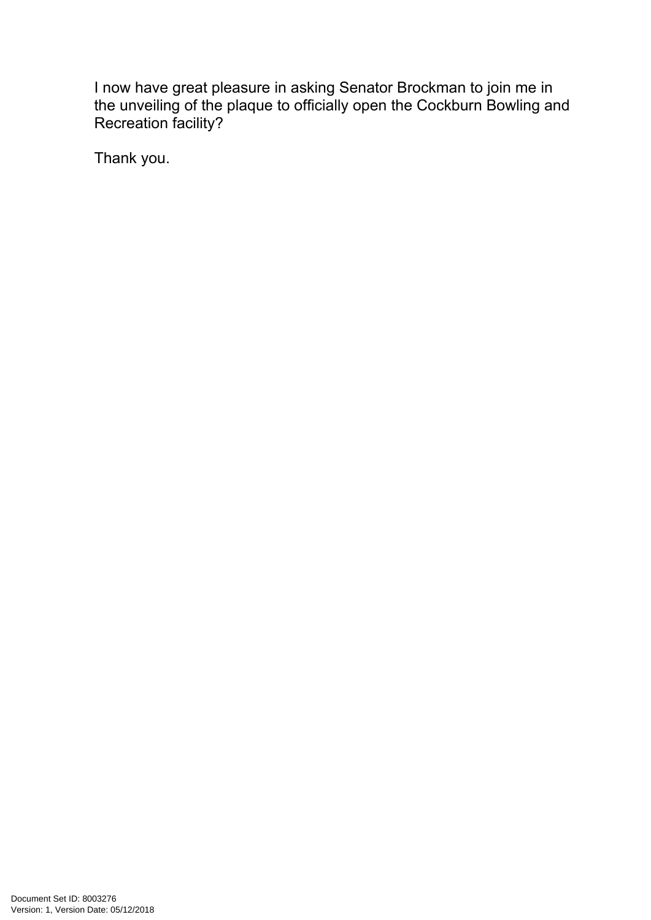I now have great pleasure in asking Senator Brockman to join me in the unveiling of the plaque to officially open the Cockburn Bowling and Recreation facility?

Thank you.